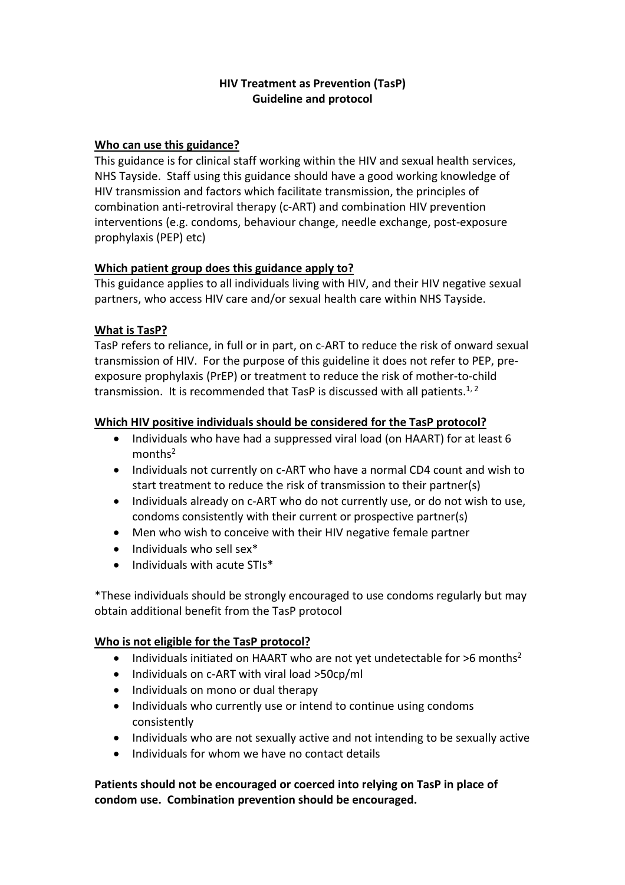# HIV Treatment as Prevention (TasP)
## Guideline and protocol

### Who can use this guidance?

This guidance is for clinical staff working within the HIV and sexual health services, NHS Tayside. Staff using this guidance should have a good working knowledge of HIV transmission and factors which facilitate transmission, the principles of combination anti-retroviral therapy (c-ART) and combination HIV prevention interventions (e.g. condoms, behaviour change, needle exchange, post-exposure prophylaxis (PEP) etc)

### Which patient group does this guidance apply to?

This guidance applies to all individuals living with HIV, and their HIV negative sexual partners, who access HIV care and/or sexual health care within NHS Tayside.

### What is TasP?

TasP refers to reliance, in full or in part, on c-ART to reduce the risk of onward sexual transmission of HIV. For the purpose of this guideline it does not refer to PEP, pre-exposure prophylaxis (PrEP) or treatment to reduce the risk of mother-to-child transmission. It is recommended that TasP is discussed with all patients.[1, 2]

### Which HIV positive individuals should be considered for the TasP protocol?

- Individuals who have had a suppressed viral load (on HAART) for at least 6 months[2]
- Individuals not currently on c-ART who have a normal CD4 count and wish to start treatment to reduce the risk of transmission to their partner(s)
- Individuals already on c-ART who do not currently use, or do not wish to use, condoms consistently with their current or prospective partner(s)
- Men who wish to conceive with their HIV negative female partner
- Individuals who sell sex*
- Individuals with acute STIs*

*These individuals should be strongly encouraged to use condoms regularly but may obtain additional benefit from the TasP protocol

### Who is not eligible for the TasP protocol?

- Individuals initiated on HAART who are not yet undetectable for >6 months[2]
- Individuals on c-ART with viral load >50cp/ml
- Individuals on mono or dual therapy
- Individuals who currently use or intend to continue using condoms consistently
- Individuals who are not sexually active and not intending to be sexually active
- Individuals for whom we have no contact details

**Patients should not be encouraged or coerced into relying on TasP in place of condom use. Combination prevention should be encouraged.**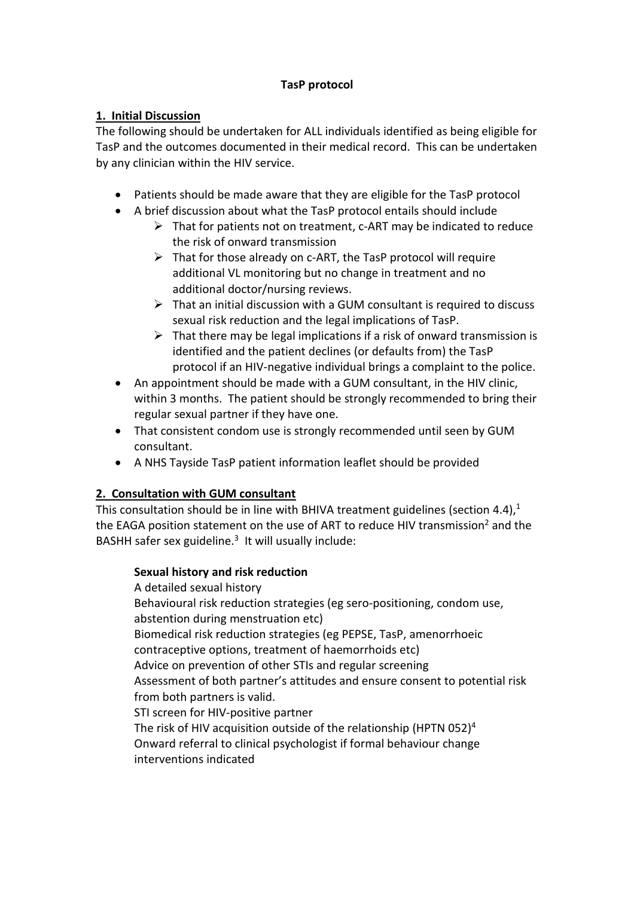**TasP protocol**

## 1. Initial Discussion

The following should be undertaken for ALL individuals identified as being eligible for TasP and the outcomes documented in their medical record. This can be undertaken by any clinician within the HIV service.

- Patients should be made aware that they are eligible for the TasP protocol
- A brief discussion about what the TasP protocol entails should include
  - That for patients not on treatment, c-ART may be indicated to reduce the risk of onward transmission
  - That for those already on c-ART, the TasP protocol will require additional VL monitoring but no change in treatment and no additional doctor/nursing reviews.
  - That an initial discussion with a GUM consultant is required to discuss sexual risk reduction and the legal implications of TasP.
  - That there may be legal implications if a risk of onward transmission is identified and the patient declines (or defaults from) the TasP protocol if an HIV-negative individual brings a complaint to the police.
- An appointment should be made with a GUM consultant, in the HIV clinic, within 3 months. The patient should be strongly recommended to bring their regular sexual partner if they have one.
- That consistent condom use is strongly recommended until seen by GUM consultant.
- A NHS Tayside TasP patient information leaflet should be provided

## 2. Consultation with GUM consultant

This consultation should be in line with BHIVA treatment guidelines (section 4.4),[1] the EAGA position statement on the use of ART to reduce HIV transmission[2] and the BASHH safer sex guideline.[3] It will usually include:

**Sexual history and risk reduction**

A detailed sexual history
Behavioural risk reduction strategies (eg sero-positioning, condom use, abstention during menstruation etc)
Biomedical risk reduction strategies (eg PEPSE, TasP, amenorrhoeic contraceptive options, treatment of haemorrhoids etc)
Advice on prevention of other STIs and regular screening
Assessment of both partner's attitudes and ensure consent to potential risk from both partners is valid.
STI screen for HIV-positive partner
The risk of HIV acquisition outside of the relationship (HPTN 052)[4]
Onward referral to clinical psychologist if formal behaviour change interventions indicated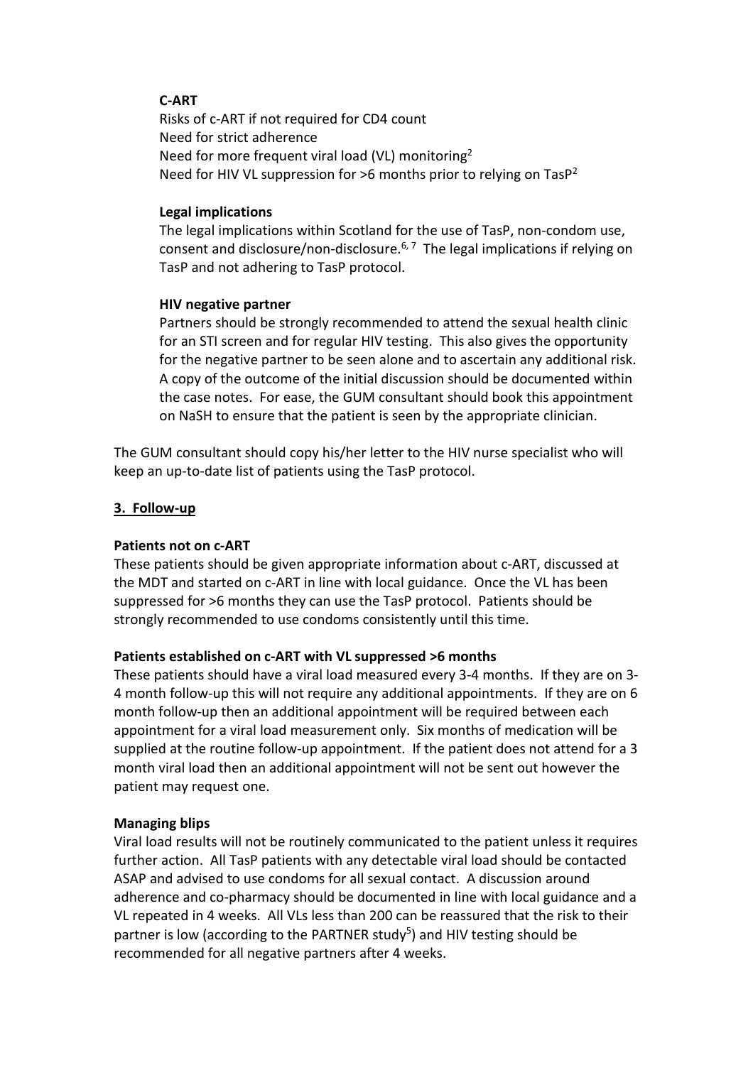**C-ART**

Risks of c-ART if not required for CD4 count
Need for strict adherence
Need for more frequent viral load (VL) monitoring[2]
Need for HIV VL suppression for >6 months prior to relying on TasP[2]

**Legal implications**

The legal implications within Scotland for the use of TasP, non-condom use, consent and disclosure/non-disclosure.[6, 7] The legal implications if relying on TasP and not adhering to TasP protocol.

**HIV negative partner**

Partners should be strongly recommended to attend the sexual health clinic for an STI screen and for regular HIV testing. This also gives the opportunity for the negative partner to be seen alone and to ascertain any additional risk. A copy of the outcome of the initial discussion should be documented within the case notes. For ease, the GUM consultant should book this appointment on NaSH to ensure that the patient is seen by the appropriate clinician.

The GUM consultant should copy his/her letter to the HIV nurse specialist who will keep an up-to-date list of patients using the TasP protocol.

## 3. Follow-up

**Patients not on c-ART**

These patients should be given appropriate information about c-ART, discussed at the MDT and started on c-ART in line with local guidance. Once the VL has been suppressed for >6 months they can use the TasP protocol. Patients should be strongly recommended to use condoms consistently until this time.

**Patients established on c-ART with VL suppressed >6 months**

These patients should have a viral load measured every 3-4 months. If they are on 3-4 month follow-up this will not require any additional appointments. If they are on 6 month follow-up then an additional appointment will be required between each appointment for a viral load measurement only. Six months of medication will be supplied at the routine follow-up appointment. If the patient does not attend for a 3 month viral load then an additional appointment will not be sent out however the patient may request one.

**Managing blips**

Viral load results will not be routinely communicated to the patient unless it requires further action. All TasP patients with any detectable viral load should be contacted ASAP and advised to use condoms for all sexual contact. A discussion around adherence and co-pharmacy should be documented in line with local guidance and a VL repeated in 4 weeks. All VLs less than 200 can be reassured that the risk to their partner is low (according to the PARTNER study[5]) and HIV testing should be recommended for all negative partners after 4 weeks.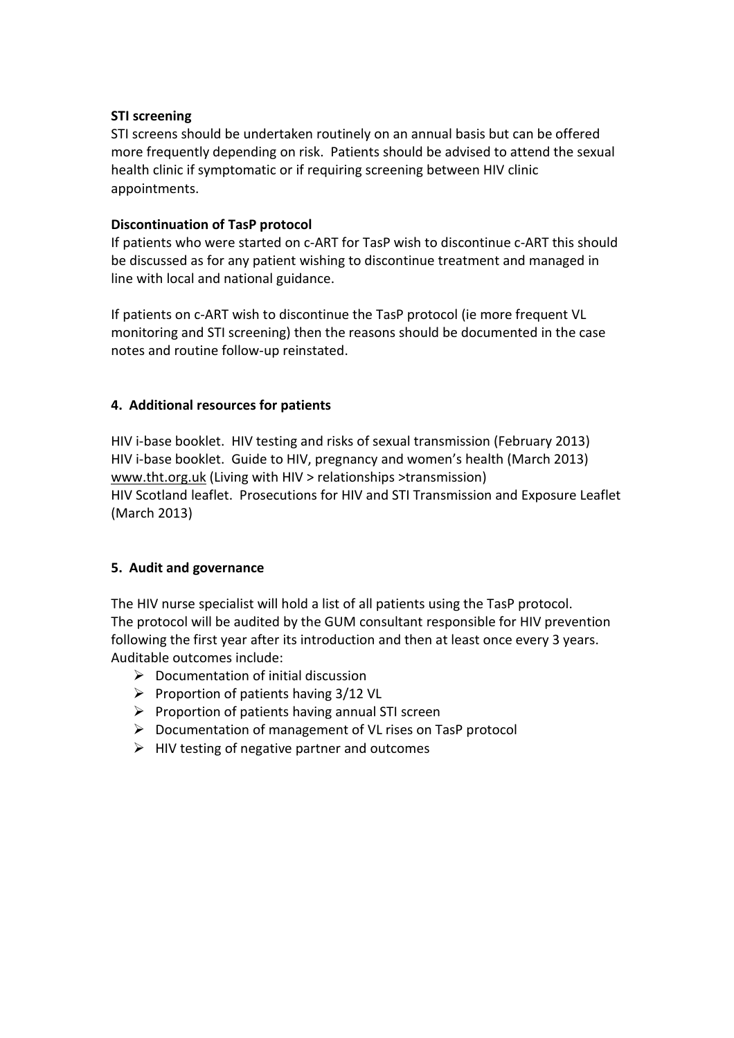**STI screening**

STI screens should be undertaken routinely on an annual basis but can be offered more frequently depending on risk. Patients should be advised to attend the sexual health clinic if symptomatic or if requiring screening between HIV clinic appointments.

**Discontinuation of TasP protocol**

If patients who were started on c-ART for TasP wish to discontinue c-ART this should be discussed as for any patient wishing to discontinue treatment and managed in line with local and national guidance.

If patients on c-ART wish to discontinue the TasP protocol (ie more frequent VL monitoring and STI screening) then the reasons should be documented in the case notes and routine follow-up reinstated.

## 4. Additional resources for patients

HIV i-base booklet. HIV testing and risks of sexual transmission (February 2013)
HIV i-base booklet. Guide to HIV, pregnancy and women's health (March 2013)
www.tht.org.uk (Living with HIV > relationships >transmission)
HIV Scotland leaflet. Prosecutions for HIV and STI Transmission and Exposure Leaflet (March 2013)

## 5. Audit and governance

The HIV nurse specialist will hold a list of all patients using the TasP protocol.
The protocol will be audited by the GUM consultant responsible for HIV prevention following the first year after its introduction and then at least once every 3 years.
Auditable outcomes include:

- Documentation of initial discussion
- Proportion of patients having 3/12 VL
- Proportion of patients having annual STI screen
- Documentation of management of VL rises on TasP protocol
- HIV testing of negative partner and outcomes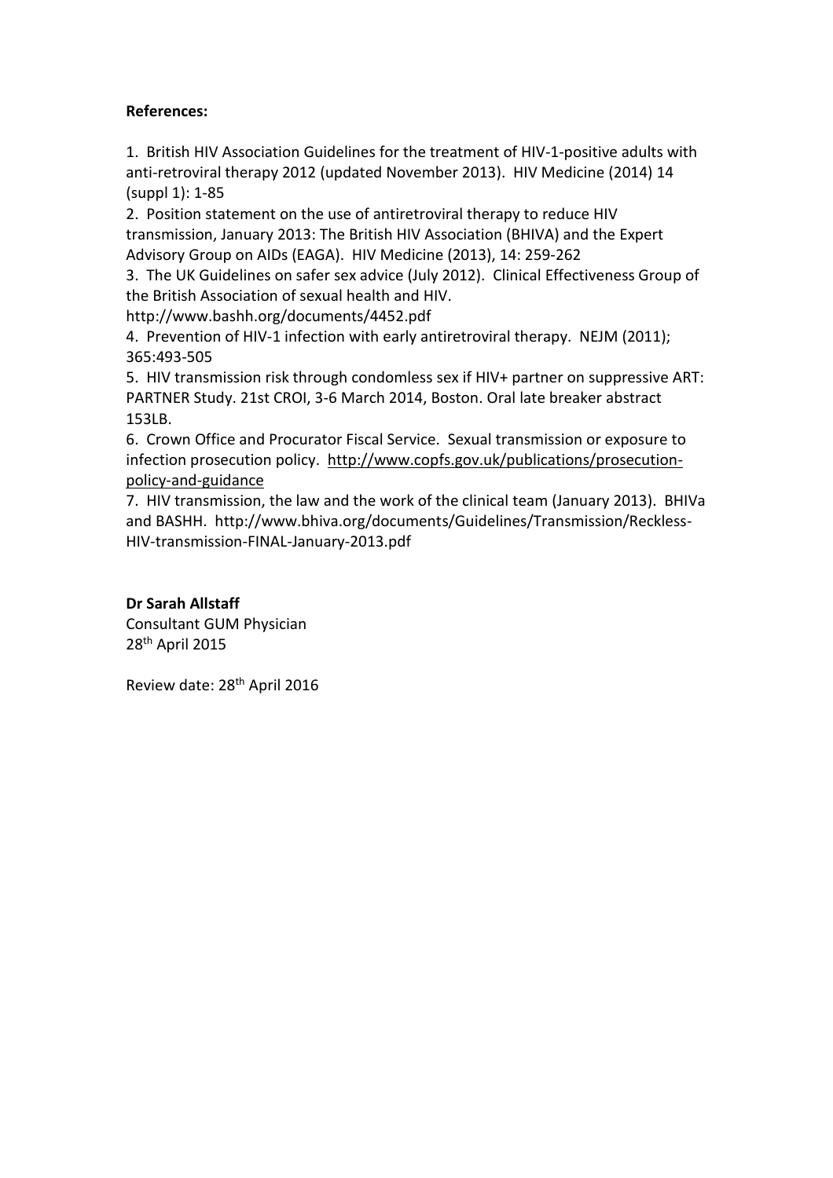**References:**

1. British HIV Association Guidelines for the treatment of HIV-1-positive adults with anti-retroviral therapy 2012 (updated November 2013). HIV Medicine (2014) 14 (suppl 1): 1-85
2. Position statement on the use of antiretroviral therapy to reduce HIV transmission, January 2013: The British HIV Association (BHIVA) and the Expert Advisory Group on AIDs (EAGA). HIV Medicine (2013), 14: 259-262
3. The UK Guidelines on safer sex advice (July 2012). Clinical Effectiveness Group of the British Association of sexual health and HIV. http://www.bashh.org/documents/4452.pdf
4. Prevention of HIV-1 infection with early antiretroviral therapy. NEJM (2011); 365:493-505
5. HIV transmission risk through condomless sex if HIV+ partner on suppressive ART: PARTNER Study. 21st CROI, 3-6 March 2014, Boston. Oral late breaker abstract 153LB.
6. Crown Office and Procurator Fiscal Service. Sexual transmission or exposure to infection prosecution policy. http://www.copfs.gov.uk/publications/prosecution-policy-and-guidance
7. HIV transmission, the law and the work of the clinical team (January 2013). BHIVa and BASHH. http://www.bhiva.org/documents/Guidelines/Transmission/Reckless-HIV-transmission-FINAL-January-2013.pdf

**Dr Sarah Allstaff**
Consultant GUM Physician
28th April 2015

Review date: 28th April 2016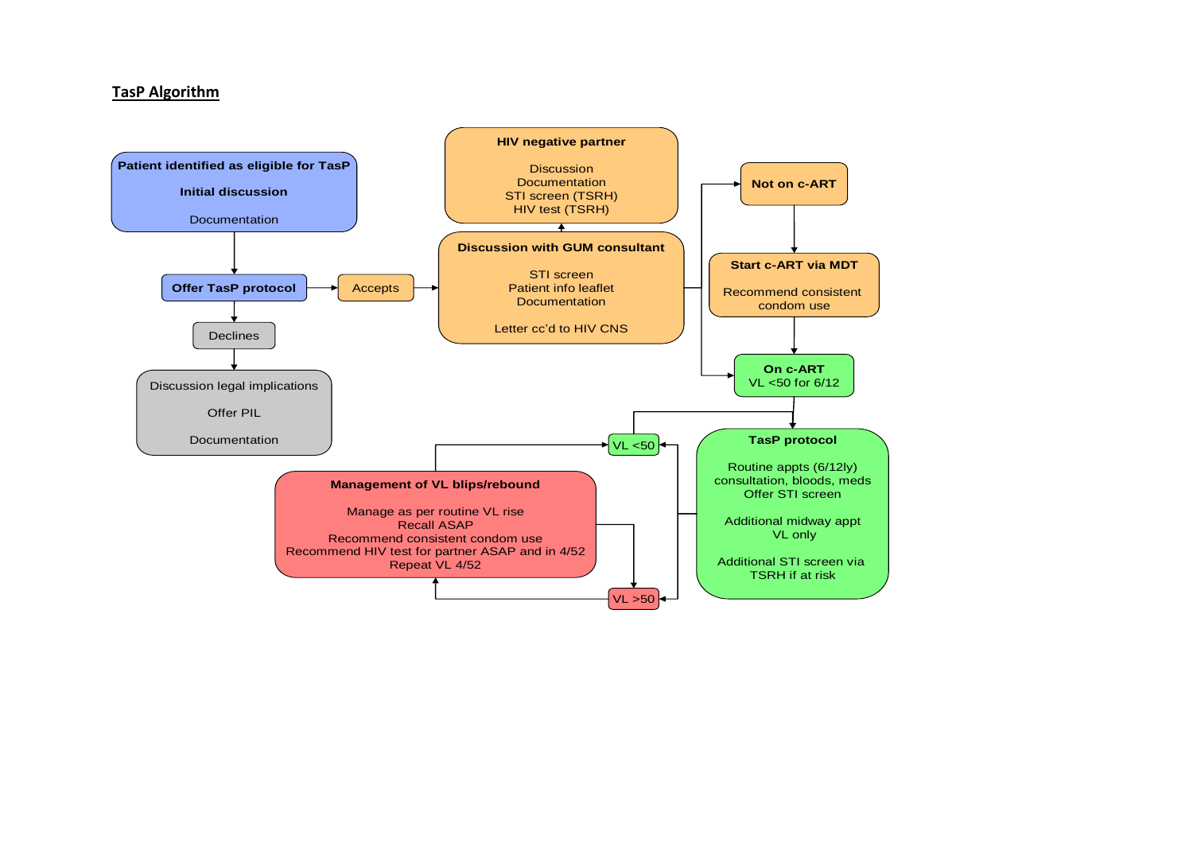## TasP Algorithm

**Patient identified as eligible for TasP**

**Initial discussion**

Documentation

**Offer TasP protocol**

Accepts

Declines

Discussion legal implications

Offer PIL

Documentation

**HIV negative partner**

Discussion
Documentation
STI screen (TSRH)
HIV test (TSRH)

**Discussion with GUM consultant**

STI screen
Patient info leaflet
Documentation

Letter cc'd to HIV CNS

**Not on c-ART**

**Start c-ART via MDT**

Recommend consistent condom use

**On c-ART**
VL <50 for 6/12

**TasP protocol**

Routine appts (6/12ly)
consultation, bloods, meds
Offer STI screen

Additional midway appt
VL only

Additional STI screen via TSRH if at risk

VL <50

VL >50

**Management of VL blips/rebound**

Manage as per routine VL rise
Recall ASAP
Recommend consistent condom use
Recommend HIV test for partner ASAP and in 4/52
Repeat VL 4/52